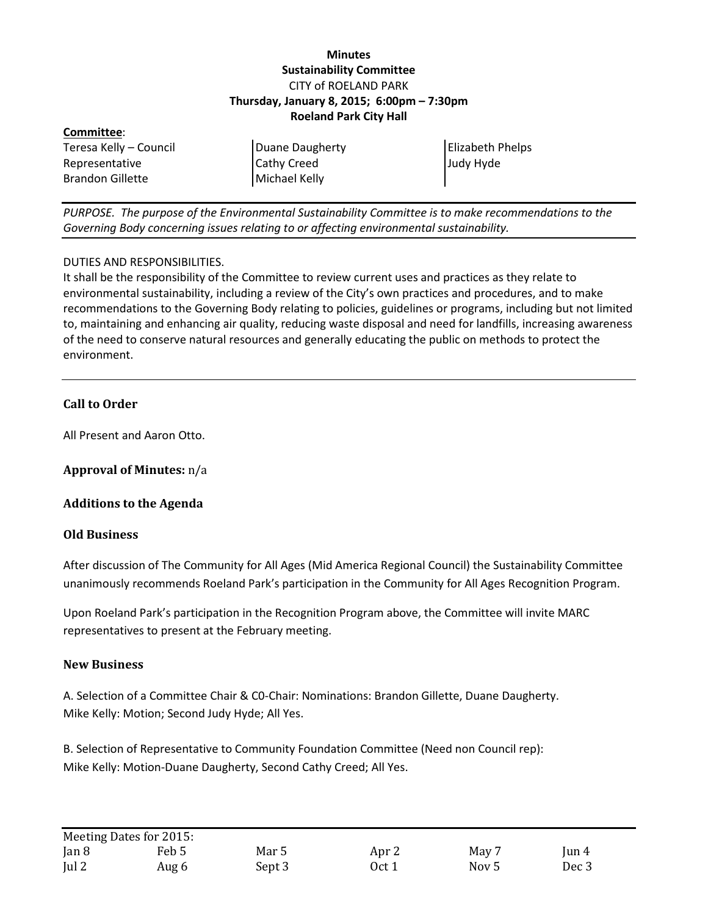**Minutes**
**Sustainability Committee**
CITY of ROELAND PARK
**Thursday, January 8, 2015; 6:00pm – 7:30pm**
**Roeland Park City Hall**

**Committee**:

| | | |
|---|---|---|
| Teresa Kelly – Council Representative | Duane Daugherty | Elizabeth Phelps |
| Brandon Gillette | Cathy Creed | Judy Hyde |
| | Michael Kelly | |

*PURPOSE. The purpose of the Environmental Sustainability Committee is to make recommendations to the Governing Body concerning issues relating to or affecting environmental sustainability.*

DUTIES AND RESPONSIBILITIES.
It shall be the responsibility of the Committee to review current uses and practices as they relate to environmental sustainability, including a review of the City's own practices and procedures, and to make recommendations to the Governing Body relating to policies, guidelines or programs, including but not limited to, maintaining and enhancing air quality, reducing waste disposal and need for landfills, increasing awareness of the need to conserve natural resources and generally educating the public on methods to protect the environment.

### Call to Order

All Present and Aaron Otto.

**Approval of Minutes:** n/a

### Additions to the Agenda

### Old Business

After discussion of The Community for All Ages (Mid America Regional Council) the Sustainability Committee unanimously recommends Roeland Park's participation in the Community for All Ages Recognition Program.

Upon Roeland Park's participation in the Recognition Program above, the Committee will invite MARC representatives to present at the February meeting.

### New Business

A. Selection of a Committee Chair & C0-Chair: Nominations: Brandon Gillette, Duane Daugherty.
Mike Kelly: Motion; Second Judy Hyde; All Yes.

B. Selection of Representative to Community Foundation Committee (Need non Council rep):
Mike Kelly: Motion-Duane Daugherty, Second Cathy Creed; All Yes.

Meeting Dates for 2015:

| | | | | | |
|---|---|---|---|---|---|
| Jan 8 | Feb 5 | Mar 5 | Apr 2 | May 7 | Jun 4 |
| Jul 2 | Aug 6 | Sept 3 | Oct 1 | Nov 5 | Dec 3 |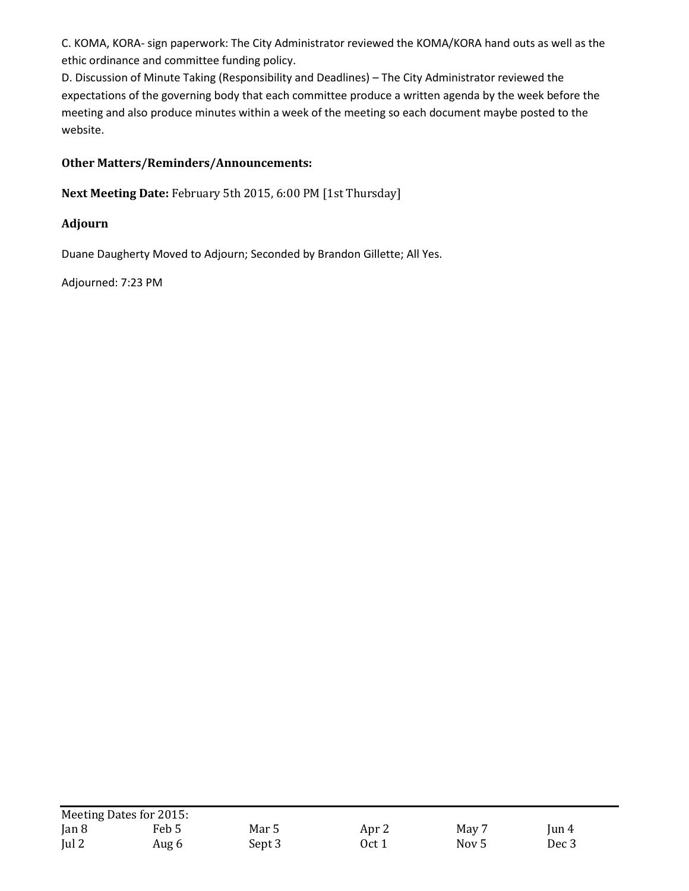C. KOMA, KORA- sign paperwork: The City Administrator reviewed the KOMA/KORA hand outs as well as the ethic ordinance and committee funding policy.

D. Discussion of Minute Taking (Responsibility and Deadlines) – The City Administrator reviewed the expectations of the governing body that each committee produce a written agenda by the week before the meeting and also produce minutes within a week of the meeting so each document maybe posted to the website.

**Other Matters/Reminders/Announcements:**

**Next Meeting Date:** February 5th 2015, 6:00 PM [1st Thursday]

**Adjourn**

Duane Daugherty Moved to Adjourn; Seconded by Brandon Gillette; All Yes.

Adjourned: 7:23 PM

Meeting Dates for 2015:

| | | | | | |
|---|---|---|---|---|---|
| Jan 8 | Feb 5 | Mar 5 | Apr 2 | May 7 | Jun 4 |
| Jul 2 | Aug 6 | Sept 3 | Oct 1 | Nov 5 | Dec 3 |